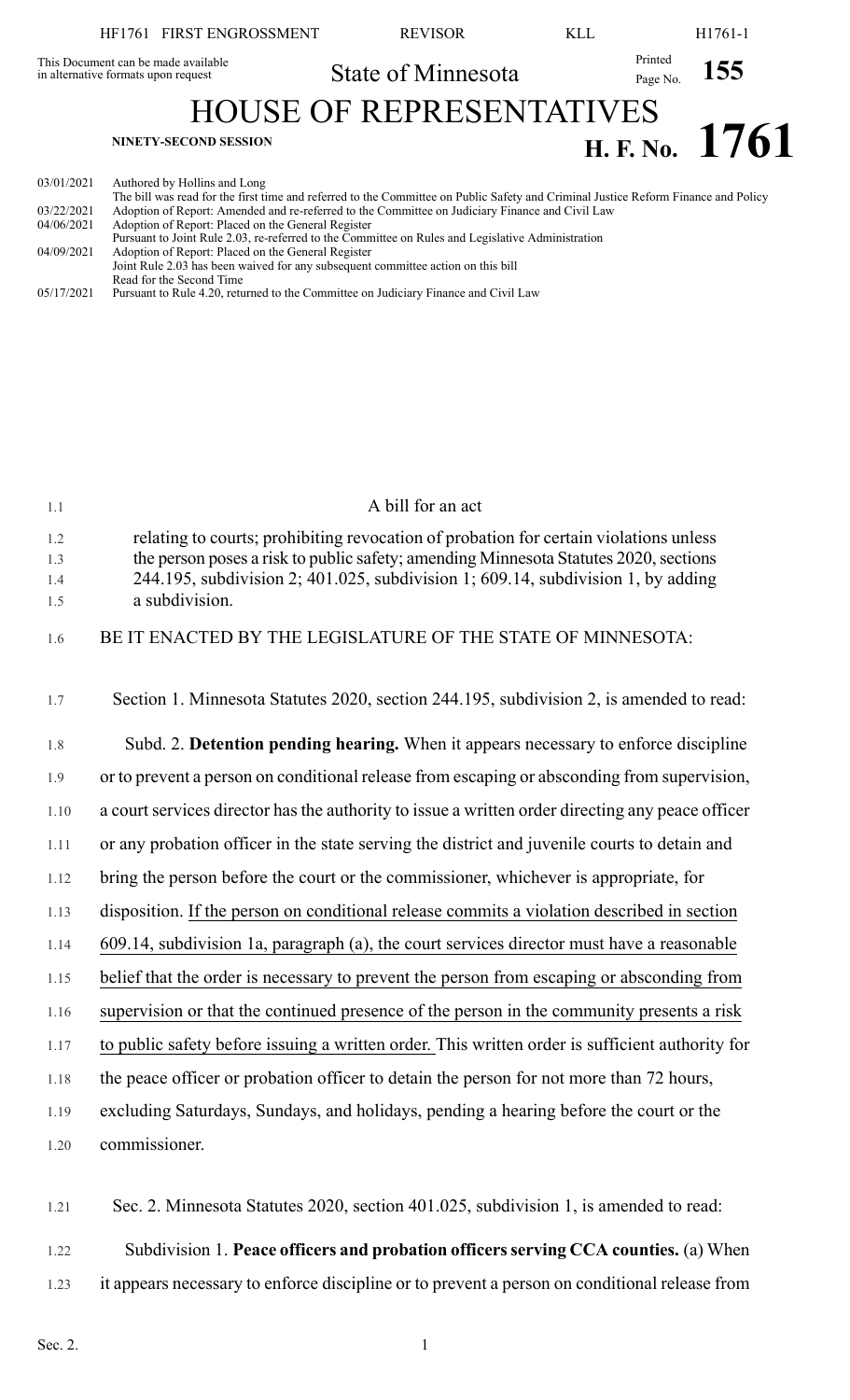This Document can be made available in alternative formats upon request

State of Minnesota

# HOUSE OF REPRESENTATIVES

**NINETY-SECOND SESSION**

**H. F. No. 1761**

| | |
|---|---|
| 03/01/2021 | Authored by Hollins and Long<br>The bill was read for the first time and referred to the Committee on Public Safety and Criminal Justice Reform Finance and Policy |
| 03/22/2021 | Adoption of Report: Amended and re-referred to the Committee on Judiciary Finance and Civil Law |
| 04/06/2021 | Adoption of Report: Placed on the General Register<br>Pursuant to Joint Rule 2.03, re-referred to the Committee on Rules and Legislative Administration |
| 04/09/2021 | Adoption of Report: Placed on the General Register<br>Joint Rule 2.03 has been waived for any subsequent committee action on this bill<br>Read for the Second Time |
| 05/17/2021 | Pursuant to Rule 4.20, returned to the Committee on Judiciary Finance and Civil Law |

A bill for an act

relating to courts; prohibiting revocation of probation for certain violations unless the person poses a risk to public safety; amending Minnesota Statutes 2020, sections 244.195, subdivision 2; 401.025, subdivision 1; 609.14, subdivision 1, by adding a subdivision.

BE IT ENACTED BY THE LEGISLATURE OF THE STATE OF MINNESOTA:

Section 1. Minnesota Statutes 2020, section 244.195, subdivision 2, is amended to read:

Subd. 2. **Detention pending hearing.** When it appears necessary to enforce discipline or to prevent a person on conditional release from escaping or absconding from supervision, a court services director has the authority to issue a written order directing any peace officer or any probation officer in the state serving the district and juvenile courts to detain and bring the person before the court or the commissioner, whichever is appropriate, for disposition. <u>If the person on conditional release commits a violation described in section 609.14, subdivision 1a, paragraph (a), the court services director must have a reasonable belief that the order is necessary to prevent the person from escaping or absconding from supervision or that the continued presence of the person in the community presents a risk to public safety before issuing a written order.</u> This written order is sufficient authority for the peace officer or probation officer to detain the person for not more than 72 hours, excluding Saturdays, Sundays, and holidays, pending a hearing before the court or the commissioner.

Sec. 2. Minnesota Statutes 2020, section 401.025, subdivision 1, is amended to read:

Subdivision 1. **Peace officers and probation officers serving CCA counties.** (a) When it appears necessary to enforce discipline or to prevent a person on conditional release from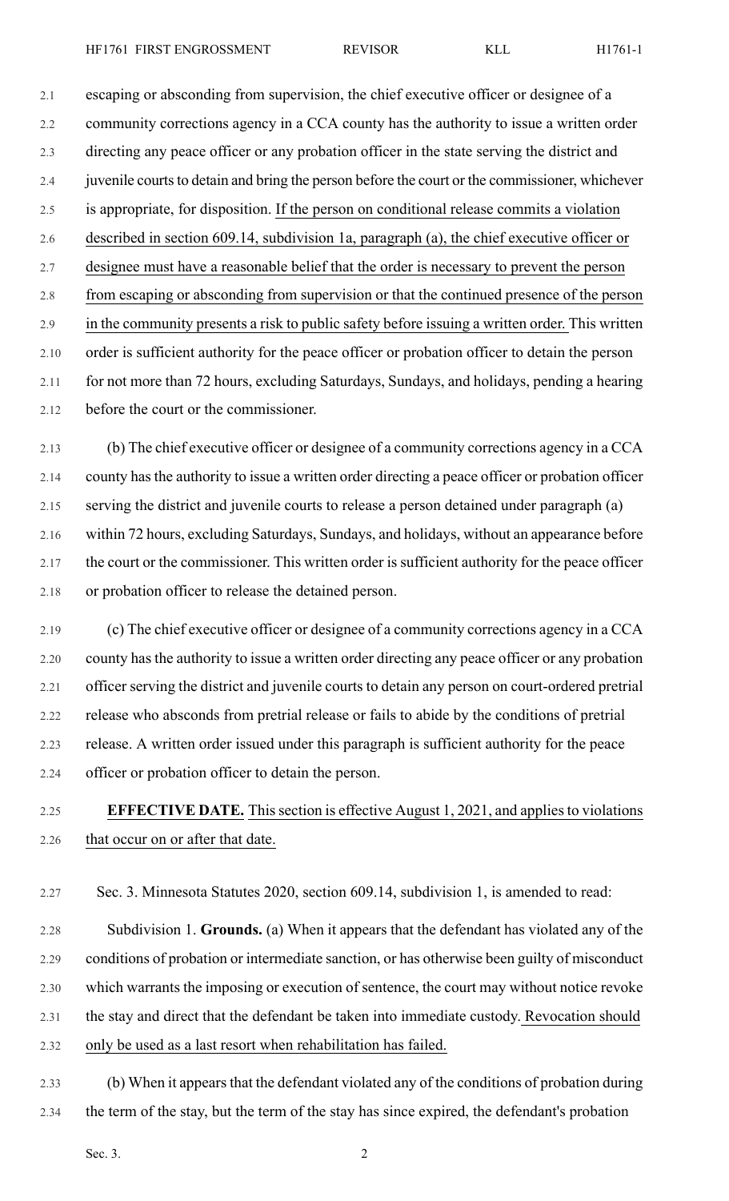escaping or absconding from supervision, the chief executive officer or designee of a community corrections agency in a CCA county has the authority to issue a written order directing any peace officer or any probation officer in the state serving the district and juvenile courts to detain and bring the person before the court or the commissioner, whichever is appropriate, for disposition. If the person on conditional release commits a violation described in section 609.14, subdivision 1a, paragraph (a), the chief executive officer or designee must have a reasonable belief that the order is necessary to prevent the person from escaping or absconding from supervision or that the continued presence of the person in the community presents a risk to public safety before issuing a written order. This written order is sufficient authority for the peace officer or probation officer to detain the person for not more than 72 hours, excluding Saturdays, Sundays, and holidays, pending a hearing before the court or the commissioner.

(b) The chief executive officer or designee of a community corrections agency in a CCA county has the authority to issue a written order directing a peace officer or probation officer serving the district and juvenile courts to release a person detained under paragraph (a) within 72 hours, excluding Saturdays, Sundays, and holidays, without an appearance before the court or the commissioner. This written order is sufficient authority for the peace officer or probation officer to release the detained person.

(c) The chief executive officer or designee of a community corrections agency in a CCA county has the authority to issue a written order directing any peace officer or any probation officer serving the district and juvenile courts to detain any person on court-ordered pretrial release who absconds from pretrial release or fails to abide by the conditions of pretrial release. A written order issued under this paragraph is sufficient authority for the peace officer or probation officer to detain the person.

**EFFECTIVE DATE.** This section is effective August 1, 2021, and applies to violations that occur on or after that date.

Sec. 3. Minnesota Statutes 2020, section 609.14, subdivision 1, is amended to read:

Subdivision 1. **Grounds.** (a) When it appears that the defendant has violated any of the conditions of probation or intermediate sanction, or has otherwise been guilty of misconduct which warrants the imposing or execution of sentence, the court may without notice revoke the stay and direct that the defendant be taken into immediate custody. Revocation should only be used as a last resort when rehabilitation has failed.

(b) When it appears that the defendant violated any of the conditions of probation during the term of the stay, but the term of the stay has since expired, the defendant's probation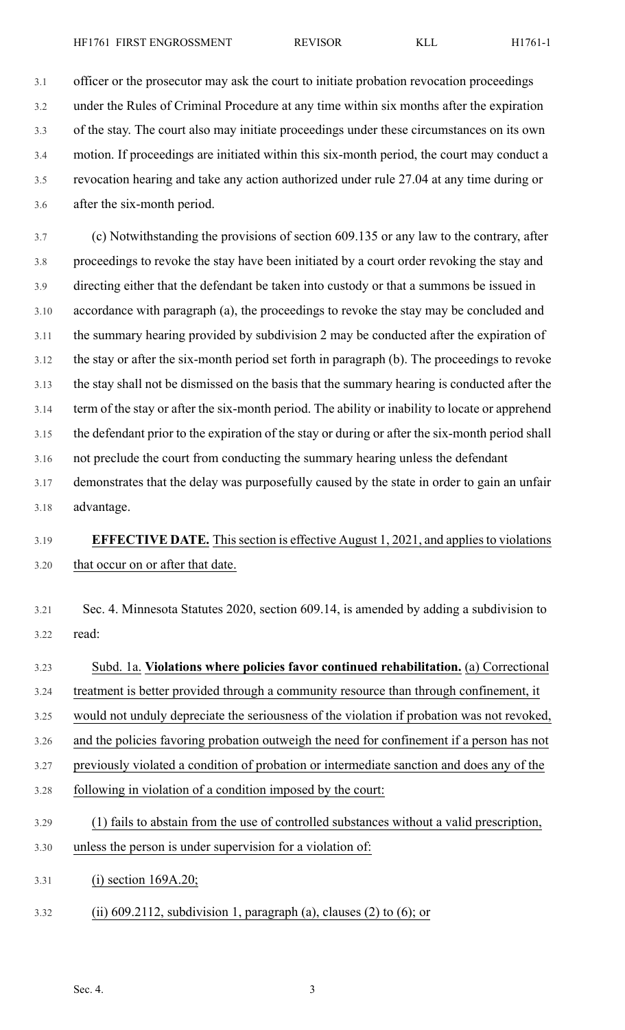officer or the prosecutor may ask the court to initiate probation revocation proceedings under the Rules of Criminal Procedure at any time within six months after the expiration of the stay. The court also may initiate proceedings under these circumstances on its own motion. If proceedings are initiated within this six-month period, the court may conduct a revocation hearing and take any action authorized under rule 27.04 at any time during or after the six-month period.

(c) Notwithstanding the provisions of section 609.135 or any law to the contrary, after proceedings to revoke the stay have been initiated by a court order revoking the stay and directing either that the defendant be taken into custody or that a summons be issued in accordance with paragraph (a), the proceedings to revoke the stay may be concluded and the summary hearing provided by subdivision 2 may be conducted after the expiration of the stay or after the six-month period set forth in paragraph (b). The proceedings to revoke the stay shall not be dismissed on the basis that the summary hearing is conducted after the term of the stay or after the six-month period. The ability or inability to locate or apprehend the defendant prior to the expiration of the stay or during or after the six-month period shall not preclude the court from conducting the summary hearing unless the defendant demonstrates that the delay was purposefully caused by the state in order to gain an unfair advantage.

**EFFECTIVE DATE.** This section is effective August 1, 2021, and applies to violations that occur on or after that date.

Sec. 4. Minnesota Statutes 2020, section 609.14, is amended by adding a subdivision to read:

Subd. 1a. **Violations where policies favor continued rehabilitation.** (a) Correctional treatment is better provided through a community resource than through confinement, it would not unduly depreciate the seriousness of the violation if probation was not revoked, and the policies favoring probation outweigh the need for confinement if a person has not previously violated a condition of probation or intermediate sanction and does any of the following in violation of a condition imposed by the court:

(1) fails to abstain from the use of controlled substances without a valid prescription, unless the person is under supervision for a violation of:

(i) section 169A.20;

(ii) 609.2112, subdivision 1, paragraph (a), clauses (2) to (6); or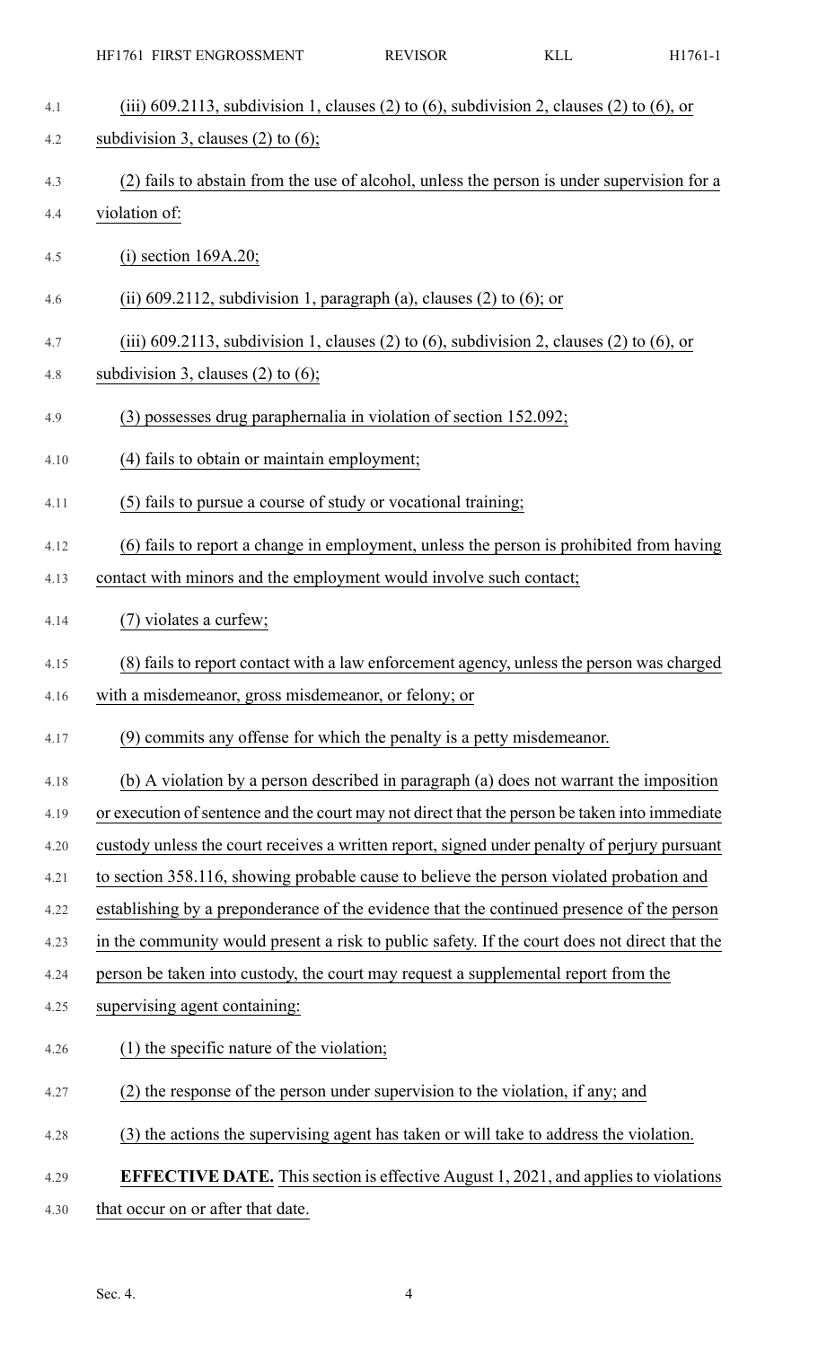(iii) 609.2113, subdivision 1, clauses (2) to (6), subdivision 2, clauses (2) to (6), or subdivision 3, clauses (2) to (6);

(2) fails to abstain from the use of alcohol, unless the person is under supervision for a violation of:

(i) section 169A.20;

(ii) 609.2112, subdivision 1, paragraph (a), clauses (2) to (6); or

(iii) 609.2113, subdivision 1, clauses (2) to (6), subdivision 2, clauses (2) to (6), or subdivision 3, clauses (2) to (6);

(3) possesses drug paraphernalia in violation of section 152.092;

(4) fails to obtain or maintain employment;

(5) fails to pursue a course of study or vocational training;

(6) fails to report a change in employment, unless the person is prohibited from having contact with minors and the employment would involve such contact;

(7) violates a curfew;

(8) fails to report contact with a law enforcement agency, unless the person was charged with a misdemeanor, gross misdemeanor, or felony; or

(9) commits any offense for which the penalty is a petty misdemeanor.

(b) A violation by a person described in paragraph (a) does not warrant the imposition or execution of sentence and the court may not direct that the person be taken into immediate custody unless the court receives a written report, signed under penalty of perjury pursuant to section 358.116, showing probable cause to believe the person violated probation and establishing by a preponderance of the evidence that the continued presence of the person in the community would present a risk to public safety. If the court does not direct that the person be taken into custody, the court may request a supplemental report from the supervising agent containing:

(1) the specific nature of the violation;

(2) the response of the person under supervision to the violation, if any; and

(3) the actions the supervising agent has taken or will take to address the violation.

**EFFECTIVE DATE.** This section is effective August 1, 2021, and applies to violations that occur on or after that date.